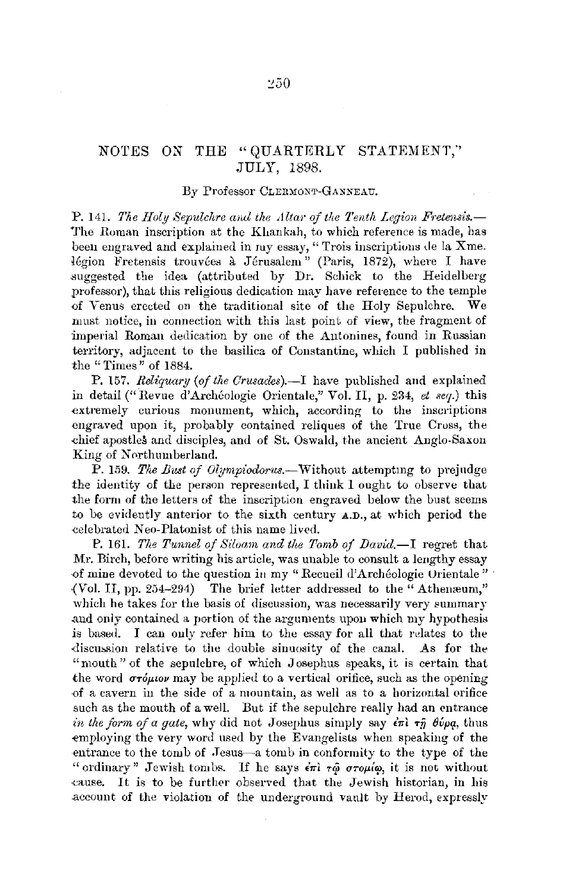# NOTES ON THE "QUARTERLY STATEMENT," JULY, 1898.

By Professor CLERMONT-GANNEAU.

P. 141. *The Holy Sepulchre and the Altar of the Tenth Legion Fretensis.*—The Roman inscription at the Khankah, to which reference is made, has been engraved and explained in my essay, "Trois inscriptions de la Xme. légion Fretensis trouvées à Jérusalem" (Paris, 1872), where I have suggested the idea (attributed by Dr. Schick to the Heidelberg professor), that this religious dedication may have reference to the temple of Venus erected on the traditional site of the Holy Sepulchre. We must notice, in connection with this last point of view, the fragment of imperial Roman dedication by one of the Antonines, found in Russian territory, adjacent to the basilica of Constantine, which I published in the "Times" of 1884.

P. 157. *Reliquary (of the Crusades).*—I have published and explained in detail ("Revue d'Archéologie Orientale," Vol. II, p. 234, *et seq.*) this extremely curious monument, which, according to the inscriptions engraved upon it, probably contained reliques of the True Cross, the chief apostles and disciples, and of St. Oswald, the ancient Anglo-Saxon King of Northumberland.

P. 159. *The Bust of Olympiodorus.*—Without attempting to prejudge the identity of the person represented, I think I ought to observe that the form of the letters of the inscription engraved below the bust seems to be evidently anterior to the sixth century A.D., at which period the celebrated Neo-Platonist of this name lived.

P. 161. *The Tunnel of Siloam and the Tomb of David.*—I regret that Mr. Birch, before writing his article, was unable to consult a lengthy essay of mine devoted to the question in my "Recueil d'Archéologie Orientale" (Vol. II, pp. 254–294) The brief letter addressed to the "Athenæum," which he takes for the basis of discussion, was necessarily very summary and only contained a portion of the arguments upon which my hypothesis is based. I can only refer him to the essay for all that relates to the discussion relative to the double sinuosity of the canal. As for the "mouth" of the sepulchre, of which Josephus speaks, it is certain that the word στόμιον may be applied to a vertical orifice, such as the opening of a cavern in the side of a mountain, as well as to a horizontal orifice such as the mouth of a well. But if the sepulchre really had an entrance *in the form of a gate*, why did not Josephus simply say ἐπὶ τῇ θύρᾳ, thus employing the very word used by the Evangelists when speaking of the entrance to the tomb of Jesus—a tomb in conformity to the type of the "ordinary" Jewish tombs. If he says ἐπὶ τῷ στομίῳ, it is not without cause. It is to be further observed that the Jewish historian, in his account of the violation of the underground vault by Herod, expressly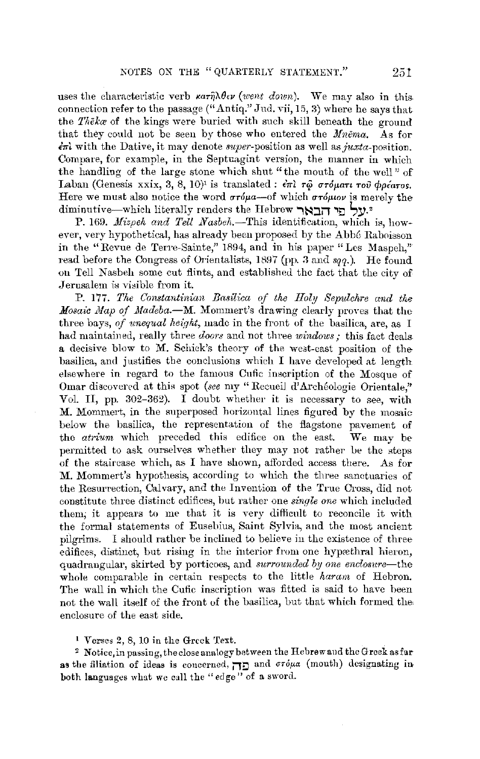uses the characteristic verb κατῆλθεν (*went down*). We may also in this connection refer to the passage ("Antiq." Jud. vii, 15, 3) where he says that the *Thēkæ* of the kings were buried with such skill beneath the ground that they could not be seen by those who entered the *Mnēma*. As for ἐπὶ with the Dative, it may denote *super*-position as well as *juxta*-position. Compare, for example, in the Septuagint version, the manner in which the handling of the large stone which shut "the mouth of the well" of Laban (Genesis xxix, 3, 8, 10)[1] is translated : ἐπὶ τῷ στόματι τοῦ φρέατος. Here we must also notice the word στόμα—of which στόμιον is merely the diminutive—which literally renders the Hebrew על פי הבאר.[2]

P. 169. *Mizpeh and Tell Nasbeh.*—This identification, which is, however, very hypothetical, has already been proposed by the Abbé Raboisson in the "Revue de Terre-Sainte," 1894, and in his paper "Les Maspeh," read before the Congress of Orientalists, 1897 (pp. 3 and *sqq.*). He found on Tell Nasbeh some cut flints, and established the fact that the city of Jerusalem is visible from it.

P. 177. *The Constantinian Basilica of the Holy Sepulchre and the Mosaic Map of Madeba.*—M. Mommert's drawing clearly proves that the three bays, *of unequal height*, made in the front of the basilica, are, as I had maintained, really three *doors* and not three *windows;* this fact deals a decisive blow to M. Schick's theory of the west-east position of the basilica, and justifies the conclusions which I have developed at length elsewhere in regard to the famous Cufic inscription of the Mosque of Omar discovered at this spot (*see* my "Recueil d'Archéologie Orientale," Vol. II, pp. 302–362). I doubt whether it is necessary to see, with M. Mommert, in the superposed horizontal lines figured by the mosaic below the basilica, the representation of the flagstone pavement of the *atrium* which preceded this edifice on the east. We may be permitted to ask ourselves whether they may not rather be the steps of the staircase which, as I have shown, afforded access there. As for M. Mommert's hypothesis, according to which the three sanctuaries of the Resurrection, Calvary, and the Invention of the True Cross, did not constitute three distinct edifices, but rather one *single one* which included them; it appears to me that it is very difficult to reconcile it with the formal statements of Eusebius, Saint Sylvia, and the most ancient pilgrims. I should rather be inclined to believe in the existence of three edifices, distinct, but rising in the interior from one hypæthral hieron, quadrangular, skirted by porticoes, and *surrounded by one enclosure*—the whole comparable in certain respects to the little *haram* of Hebron. The wall in which the Cufic inscription was fitted is said to have been not the wall itself of the front of the basilica, but that which formed the enclosure of the east side.

[1] Verses 2, 8, 10 in the Greek Text.

[2] Notice, in passing, the close analogy between the Hebrew and the Greek as far as the filiation of ideas is concerned, פה and στόμα (mouth) designating in both languages what we call the "edge" of a sword.